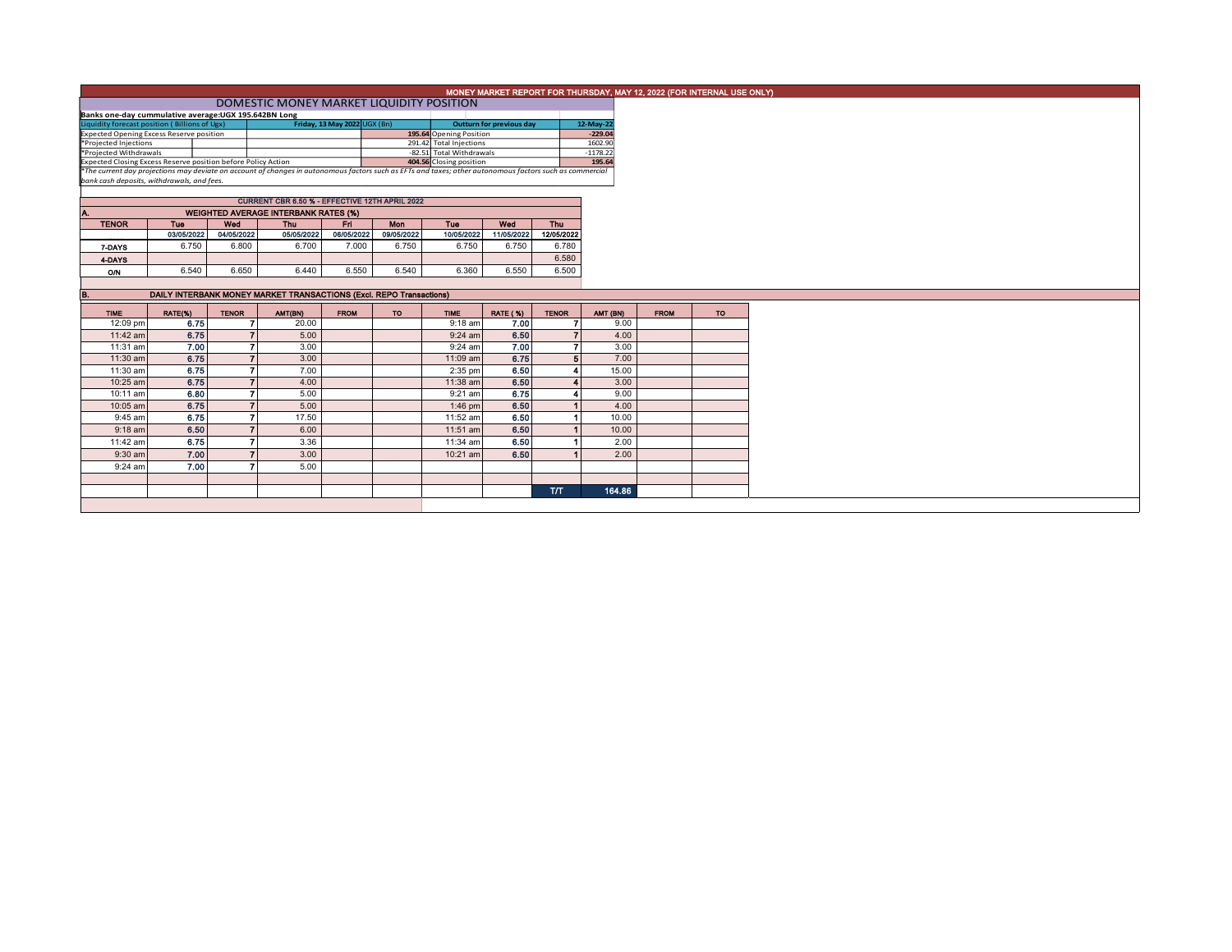# MONEY MARKET REPORT FOR THURSDAY, MAY 12, 2022 (FOR INTERNAL USE ONLY)

## DOMESTIC MONEY MARKET LIQUIDITY POSITION

**Banks one-day cummulative average:UGX 195.642BN Long**

| Liquidity forecast position ( Billions of Ugx) | Friday, 13 May 2022 UGX (Bn) | Outturn for previous day | 12-May-22 |
|---|---|---|---|
| Expected Opening Excess Reserve position | 195.64 | Opening Position | -229.04 |
| *Projected Injections | 291.42 | Total Injections | 1602.90 |
| *Projected Withdrawals | -82.51 | Total Withdrawals | -1178.22 |
| Expected Closing Excess Reserve position before Policy Action | 404.56 | Closing position | 195.64 |

*The current day projections may deviate on account of changes in autonomous factors such as EFTs and taxes; other autonomous factors such as commercial bank cash deposits, withdrawals, and fees.*

### CURRENT CBR 6.50 % - EFFECTIVE 12TH APRIL 2022

### A. WEIGHTED AVERAGE INTERBANK RATES (%)

| TENOR | Tue | Wed | Thu | Fri | Mon | Tue | Wed | Thu |
|---|---|---|---|---|---|---|---|---|
| | 03/05/2022 | 04/05/2022 | 05/05/2022 | 06/05/2022 | 09/05/2022 | 10/05/2022 | 11/05/2022 | 12/05/2022 |
| 7-DAYS | 6.750 | 6.800 | 6.700 | 7.000 | 6.750 | 6.750 | 6.750 | 6.780 |
| 4-DAYS | | | | | | | | 6.580 |
| O/N | 6.540 | 6.650 | 6.440 | 6.550 | 6.540 | 6.360 | 6.550 | 6.500 |

### B. DAILY INTERBANK MONEY MARKET TRANSACTIONS (Excl. REPO Transactions)

| TIME | RATE(%) | TENOR | AMT(BN) | FROM | TO | TIME | RATE (%) | TENOR | AMT (BN) | FROM | TO |
|---|---|---|---|---|---|---|---|---|---|---|---|
| 12:09 pm | 6.75 | 7 | 20.00 | | | 9:18 am | 7.00 | 7 | 9.00 | | |
| 11:42 am | 6.75 | 7 | 5.00 | | | 9:24 am | 6.50 | 7 | 4.00 | | |
| 11:31 am | 7.00 | 7 | 3.00 | | | 9:24 am | 7.00 | 7 | 3.00 | | |
| 11:30 am | 6.75 | 7 | 3.00 | | | 11:09 am | 6.75 | 5 | 7.00 | | |
| 11:30 am | 6.75 | 7 | 7.00 | | | 2:35 pm | 6.50 | 4 | 15.00 | | |
| 10:25 am | 6.75 | 7 | 4.00 | | | 11:38 am | 6.50 | 4 | 3.00 | | |
| 10:11 am | 6.80 | 7 | 5.00 | | | 9:21 am | 6.75 | 4 | 9.00 | | |
| 10:05 am | 6.75 | 7 | 5.00 | | | 1:46 pm | 6.50 | 1 | 4.00 | | |
| 9:45 am | 6.75 | 7 | 17.50 | | | 11:52 am | 6.50 | 1 | 10.00 | | |
| 9:18 am | 6.50 | 7 | 6.00 | | | 11:51 am | 6.50 | 1 | 10.00 | | |
| 11:42 am | 6.75 | 7 | 3.36 | | | 11:34 am | 6.50 | 1 | 2.00 | | |
| 9:30 am | 7.00 | 7 | 3.00 | | | 10:21 am | 6.50 | 1 | 2.00 | | |
| 9:24 am | 7.00 | 7 | 5.00 | | | | | | | | |
| | | | | | | | | T/T | 164.86 | | |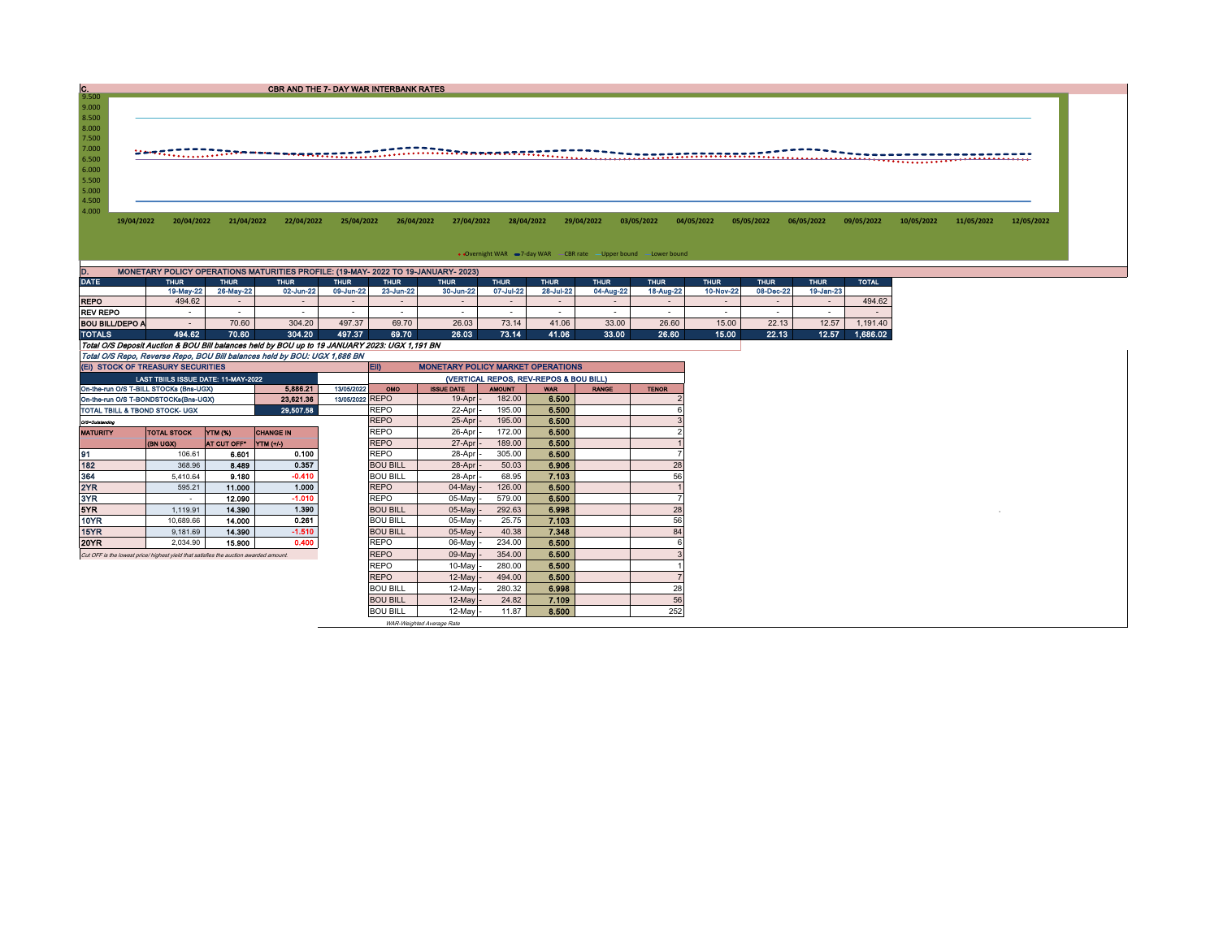## C. CBR AND THE 7- DAY WAR INTERBANK RATES

9.500
9.000
8.500
8.000
7.500
7.000
6.500
6.000
5.500
5.000
4.500
4.000

19/04/2022 20/04/2022 21/04/2022 22/04/2022 25/04/2022 26/04/2022 27/04/2022 28/04/2022 29/04/2022 03/05/2022 04/05/2022 05/05/2022 06/05/2022 09/05/2022 10/05/2022 11/05/2022 12/05/2022

Overnight WAR 7-day WAR CBR rate Upper bound Lower bound

## D. MONETARY POLICY OPERATIONS MATURITIES PROFILE: (19-MAY- 2022 TO 19-JANUARY- 2023)

| DATE | THUR | THUR | THUR | THUR | THUR | THUR | THUR | THUR | THUR | THUR | THUR | THUR | THUR | TOTAL |
|---|---|---|---|---|---|---|---|---|---|---|---|---|---|---|
| | 19-May-22 | 26-May-22 | 02-Jun-22 | 09-Jun-22 | 23-Jun-22 | 30-Jun-22 | 07-Jul-22 | 28-Jul-22 | 04-Aug-22 | 18-Aug-22 | 10-Nov-22 | 08-Dec-22 | 19-Jan-23 | |
| REPO | 494.62 | - | - | - | - | - | - | - | - | - | - | - | - | 494.62 |
| REV REPO | - | - | - | - | - | - | - | - | - | - | - | - | - | - |
| BOU BILL/DEPO A | - | 70.60 | 304.20 | 497.37 | 69.70 | 26.03 | 73.14 | 41.06 | 33.00 | 26.60 | 15.00 | 22.13 | 12.57 | 1,191.40 |
| TOTALS | 494.62 | 70.60 | 304.20 | 497.37 | 69.70 | 26.03 | 73.14 | 41.06 | 33.00 | 26.60 | 15.00 | 22.13 | 12.57 | 1,686.02 |

*Total O/S Deposit Auction & BOU Bill balances held by BOU up to 19 JANUARY 2023: UGX 1,191 BN*

*Total O/S Repo, Reverse Repo, BOU Bill balances held by BOU: UGX 1,686 BN*

## (EI) STOCK OF TREASURY SECURITIES

| LAST TBIILS ISSUE DATE: 11-MAY-2022 | | |
|---|---|---|
| On-the-run O/S T-BILL STOCKs (Bns-UGX) | 5,886.21 | 13/05/2022 |
| On-the-run O/S T-BONDSTOCKs(Bns-UGX) | 23,621.36 | 13/05/2022 |
| TOTAL TBILL & TBOND STOCK- UGX | 29,507.58 | |

O/S=Outstanding

| MATURITY | TOTAL STOCK (BN UGX) | YTM (%) AT CUT OFF* | CHANGE IN YTM (+/-) |
|---|---|---|---|
| 91 | 106.61 | 6.601 | 0.100 |
| 182 | 368.96 | 8.489 | 0.357 |
| 364 | 5,410.64 | 9.180 | -0.410 |
| 2YR | 595.21 | 11.000 | 1.000 |
| 3YR | - | 12.090 | -1.010 |
| 5YR | 1,119.91 | 14.390 | 1.390 |
| 10YR | 10,689.66 | 14.000 | 0.261 |
| 15YR | 9,181.69 | 14.390 | -1.510 |
| 20YR | 2,034.90 | 15.900 | 0.400 |

*Cut OFF is the lowest price/ highest yield that satisfies the auction awarded amount.*

## Eii) MONETARY POLICY MARKET OPERATIONS

(VERTICAL REPOS, REV-REPOS & BOU BILL)

| OMO | ISSUE DATE | AMOUNT | WAR | RANGE | TENOR |
|---|---|---|---|---|---|
| REPO | 19-Apr | 182.00 | 6.500 | | 2 |
| REPO | 22-Apr | 195.00 | 6.500 | | 6 |
| REPO | 25-Apr | 195.00 | 6.500 | | 3 |
| REPO | 26-Apr | 172.00 | 6.500 | | 2 |
| REPO | 27-Apr | 189.00 | 6.500 | | 1 |
| REPO | 28-Apr | 305.00 | 6.500 | | 7 |
| BOU BILL | 28-Apr | 50.03 | 6.906 | | 28 |
| BOU BILL | 28-Apr | 68.95 | 7.103 | | 56 |
| REPO | 04-May | 126.00 | 6.500 | | 1 |
| REPO | 05-May | 579.00 | 6.500 | | 7 |
| BOU BILL | 05-May | 292.63 | 6.998 | | 28 |
| BOU BILL | 05-May | 25.75 | 7.103 | | 56 |
| BOU BILL | 05-May | 40.38 | 7.348 | | 84 |
| REPO | 06-May | 234.00 | 6.500 | | 6 |
| REPO | 09-May | 354.00 | 6.500 | | 3 |
| REPO | 10-May | 280.00 | 6.500 | | 1 |
| REPO | 12-May | 494.00 | 6.500 | | 7 |
| BOU BILL | 12-May | 280.32 | 6.998 | | 28 |
| BOU BILL | 12-May | 24.82 | 7.109 | | 56 |
| BOU BILL | 12-May | 11.87 | 8.500 | | 252 |

*WAR-Weighted Average Rate*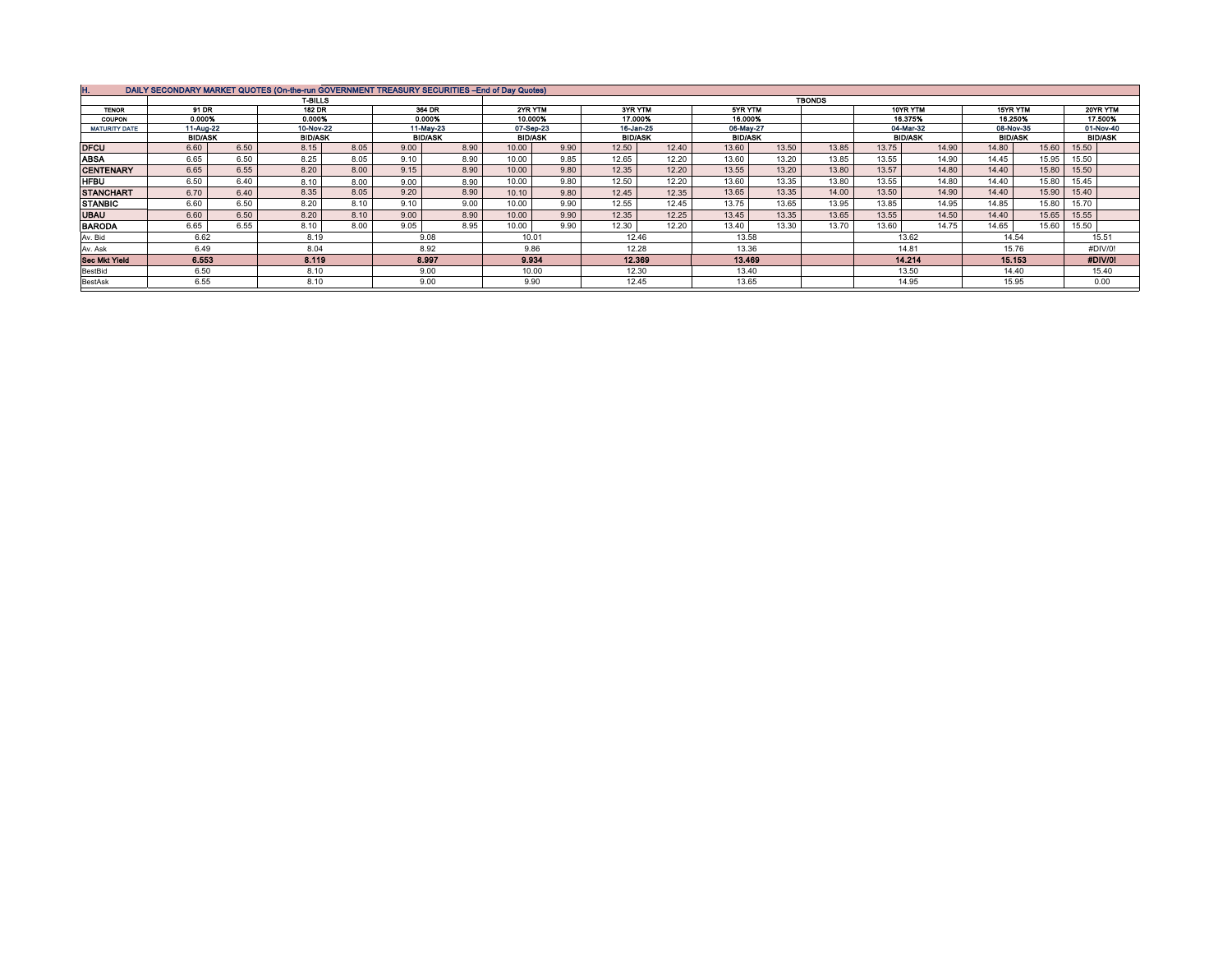**H. DAILY SECONDARY MARKET QUOTES (On-the-run GOVERNMENT TREASURY SECURITIES –End of Day Quotes)**

| | T-BILLS | | | | | | TBONDS | | | | | | | | | | | | | |
|---|---|---|---|---|---|---|---|---|---|---|---|---|---|---|---|---|---|---|---|---|
| TENOR | 91 DR | | 182 DR | | 364 DR | | 2YR YTM | | 3YR YTM | | 5YR YTM | | | 10YR YTM | | 15YR YTM | | 20YR YTM | |
| COUPON | 0.000% | | 0.000% | | 0.000% | | 10.000% | | 17.000% | | 16.000% | | | 16.375% | | 16.250% | | 17.500% | |
| MATURITY DATE | 11-Aug-22 | | 10-Nov-22 | | 11-May-23 | | 07-Sep-23 | | 16-Jan-25 | | 06-May-27 | | | 04-Mar-32 | | 08-Nov-35 | | 01-Nov-40 | |
| | BID/ASK | | BID/ASK | | BID/ASK | | BID/ASK | | BID/ASK | | BID/ASK | | | BID/ASK | | BID/ASK | | BID/ASK | |
| DFCU | 6.60 | 6.50 | 8.15 | 8.05 | 9.00 | 8.90 | 10.00 | 9.90 | 12.50 | 12.40 | 13.60 | 13.50 | 13.85 | 13.75 | 14.90 | 14.80 | 15.60 | 15.50 | |
| ABSA | 6.65 | 6.50 | 8.25 | 8.05 | 9.10 | 8.90 | 10.00 | 9.85 | 12.65 | 12.20 | 13.60 | 13.20 | 13.85 | 13.55 | 14.90 | 14.45 | 15.95 | 15.50 | |
| CENTENARY | 6.65 | 6.55 | 8.20 | 8.00 | 9.15 | 8.90 | 10.00 | 9.80 | 12.35 | 12.20 | 13.55 | 13.20 | 13.80 | 13.57 | 14.80 | 14.40 | 15.80 | 15.50 | |
| HFBU | 6.50 | 6.40 | 8.10 | 8.00 | 9.00 | 8.90 | 10.00 | 9.80 | 12.50 | 12.20 | 13.60 | 13.35 | 13.80 | 13.55 | 14.80 | 14.40 | 15.80 | 15.45 | |
| STANCHART | 6.70 | 6.40 | 8.35 | 8.05 | 9.20 | 8.90 | 10.10 | 9.80 | 12.45 | 12.35 | 13.65 | 13.35 | 14.00 | 13.50 | 14.90 | 14.40 | 15.90 | 15.40 | |
| STANBIC | 6.60 | 6.50 | 8.20 | 8.10 | 9.10 | 9.00 | 10.00 | 9.90 | 12.55 | 12.45 | 13.75 | 13.65 | 13.95 | 13.85 | 14.95 | 14.85 | 15.80 | 15.70 | |
| UBAU | 6.60 | 6.50 | 8.20 | 8.10 | 9.00 | 8.90 | 10.00 | 9.90 | 12.35 | 12.25 | 13.45 | 13.35 | 13.65 | 13.55 | 14.50 | 14.40 | 15.65 | 15.55 | |
| BARODA | 6.65 | 6.55 | 8.10 | 8.00 | 9.05 | 8.95 | 10.00 | 9.90 | 12.30 | 12.20 | 13.40 | 13.30 | 13.70 | 13.60 | 14.75 | 14.65 | 15.60 | 15.50 | |
| Av. Bid | 6.62 | | 8.19 | | 9.08 | | 10.01 | | 12.46 | | 13.58 | | | 13.62 | | 14.54 | | 15.51 | |
| Av. Ask | 6.49 | | 8.04 | | 8.92 | | 9.86 | | 12.28 | | 13.36 | | | 14.81 | | 15.76 | | #DIV/0! | |
| **Sec Mkt Yield** | **6.553** | | **8.119** | | **8.997** | | **9.934** | | **12.369** | | **13.469** | | | **14.214** | | **15.153** | | **#DIV/0!** | |
| BestBid | 6.50 | | 8.10 | | 9.00 | | 10.00 | | 12.30 | | 13.40 | | | 13.50 | | 14.40 | | 15.40 | |
| BestAsk | 6.55 | | 8.10 | | 9.00 | | 9.90 | | 12.45 | | 13.65 | | | 14.95 | | 15.95 | | 0.00 | |